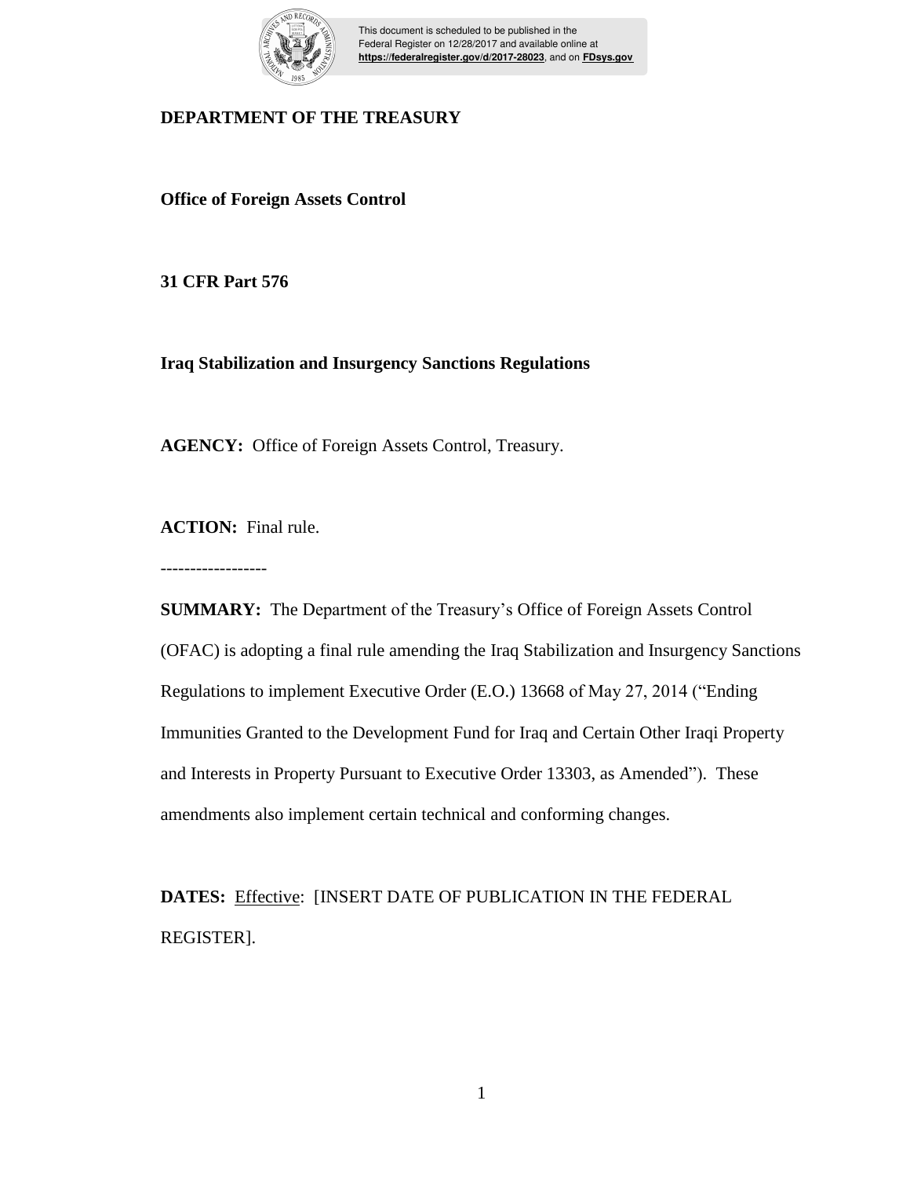This document is scheduled to be published in the Federal Register on 12/28/2017 and available online at **https://federalregister.gov/d/2017-28023**, and on **FDsys.gov**

**DEPARTMENT OF THE TREASURY**

**Office of Foreign Assets Control**

**31 CFR Part 576**

**Iraq Stabilization and Insurgency Sanctions Regulations**

**AGENCY:** Office of Foreign Assets Control, Treasury.

**ACTION:** Final rule.

------------------

**SUMMARY:** The Department of the Treasury's Office of Foreign Assets Control (OFAC) is adopting a final rule amending the Iraq Stabilization and Insurgency Sanctions Regulations to implement Executive Order (E.O.) 13668 of May 27, 2014 ("Ending Immunities Granted to the Development Fund for Iraq and Certain Other Iraqi Property and Interests in Property Pursuant to Executive Order 13303, as Amended"). These amendments also implement certain technical and conforming changes.

**DATES:** Effective: [INSERT DATE OF PUBLICATION IN THE FEDERAL REGISTER].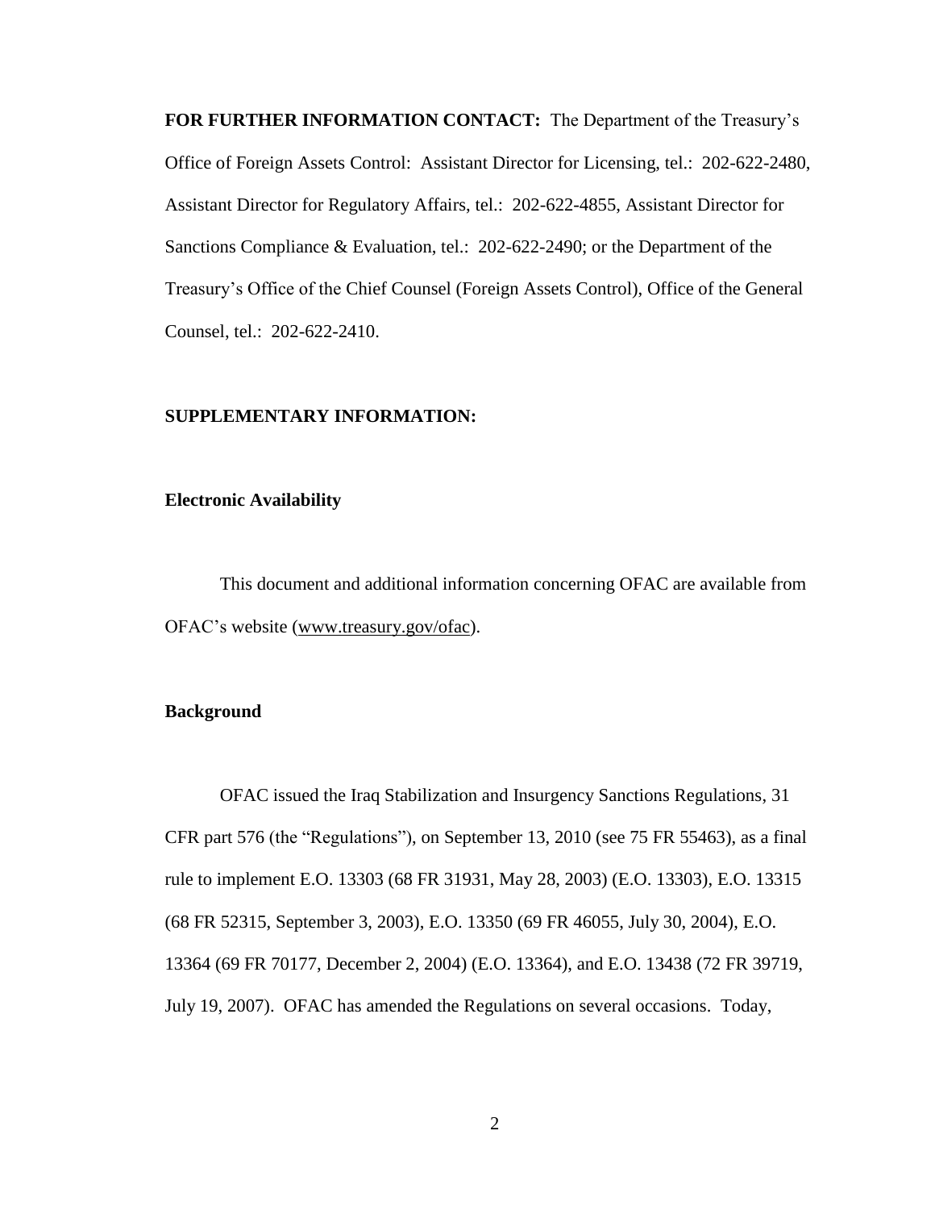**FOR FURTHER INFORMATION CONTACT:** The Department of the Treasury's Office of Foreign Assets Control: Assistant Director for Licensing, tel.: 202-622-2480, Assistant Director for Regulatory Affairs, tel.: 202-622-4855, Assistant Director for Sanctions Compliance & Evaluation, tel.: 202-622-2490; or the Department of the Treasury's Office of the Chief Counsel (Foreign Assets Control), Office of the General Counsel, tel.: 202-622-2410.

**SUPPLEMENTARY INFORMATION:**

**Electronic Availability**

This document and additional information concerning OFAC are available from OFAC's website (www.treasury.gov/ofac).

**Background**

OFAC issued the Iraq Stabilization and Insurgency Sanctions Regulations, 31 CFR part 576 (the "Regulations"), on September 13, 2010 (see 75 FR 55463), as a final rule to implement E.O. 13303 (68 FR 31931, May 28, 2003) (E.O. 13303), E.O. 13315 (68 FR 52315, September 3, 2003), E.O. 13350 (69 FR 46055, July 30, 2004), E.O. 13364 (69 FR 70177, December 2, 2004) (E.O. 13364), and E.O. 13438 (72 FR 39719, July 19, 2007). OFAC has amended the Regulations on several occasions. Today,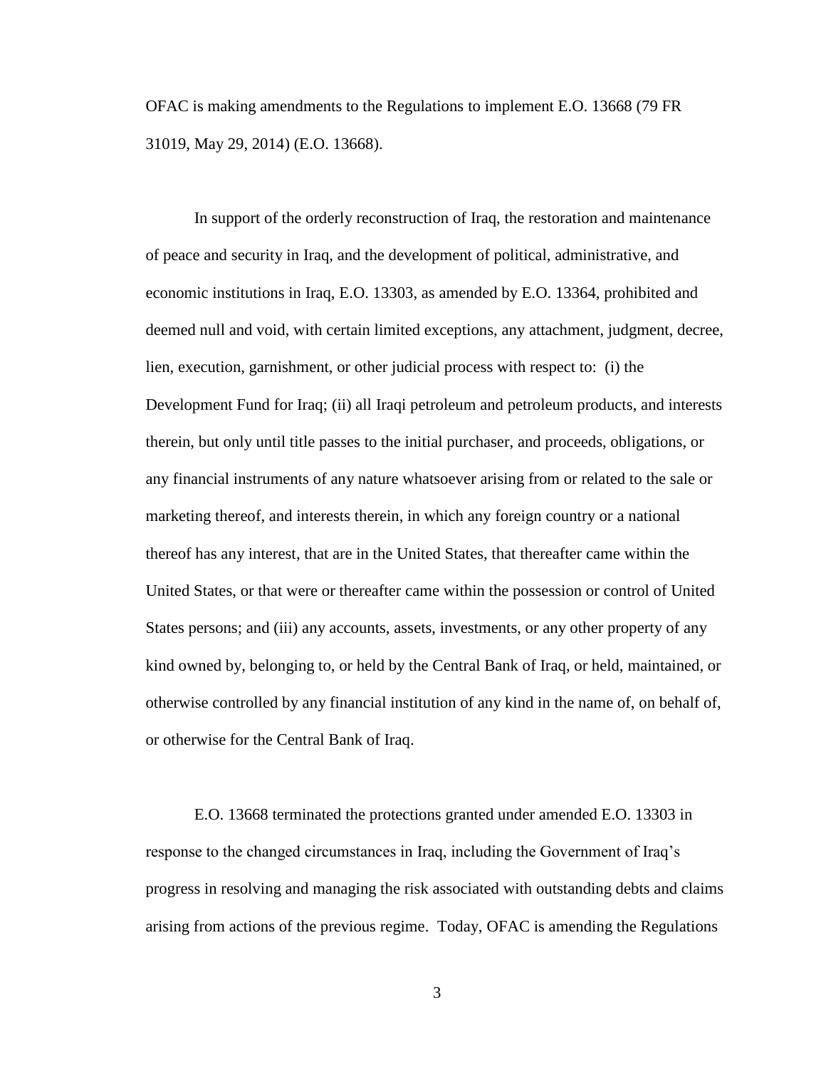OFAC is making amendments to the Regulations to implement E.O. 13668 (79 FR 31019, May 29, 2014) (E.O. 13668).

In support of the orderly reconstruction of Iraq, the restoration and maintenance of peace and security in Iraq, and the development of political, administrative, and economic institutions in Iraq, E.O. 13303, as amended by E.O. 13364, prohibited and deemed null and void, with certain limited exceptions, any attachment, judgment, decree, lien, execution, garnishment, or other judicial process with respect to: (i) the Development Fund for Iraq; (ii) all Iraqi petroleum and petroleum products, and interests therein, but only until title passes to the initial purchaser, and proceeds, obligations, or any financial instruments of any nature whatsoever arising from or related to the sale or marketing thereof, and interests therein, in which any foreign country or a national thereof has any interest, that are in the United States, that thereafter came within the United States, or that were or thereafter came within the possession or control of United States persons; and (iii) any accounts, assets, investments, or any other property of any kind owned by, belonging to, or held by the Central Bank of Iraq, or held, maintained, or otherwise controlled by any financial institution of any kind in the name of, on behalf of, or otherwise for the Central Bank of Iraq.

E.O. 13668 terminated the protections granted under amended E.O. 13303 in response to the changed circumstances in Iraq, including the Government of Iraq's progress in resolving and managing the risk associated with outstanding debts and claims arising from actions of the previous regime. Today, OFAC is amending the Regulations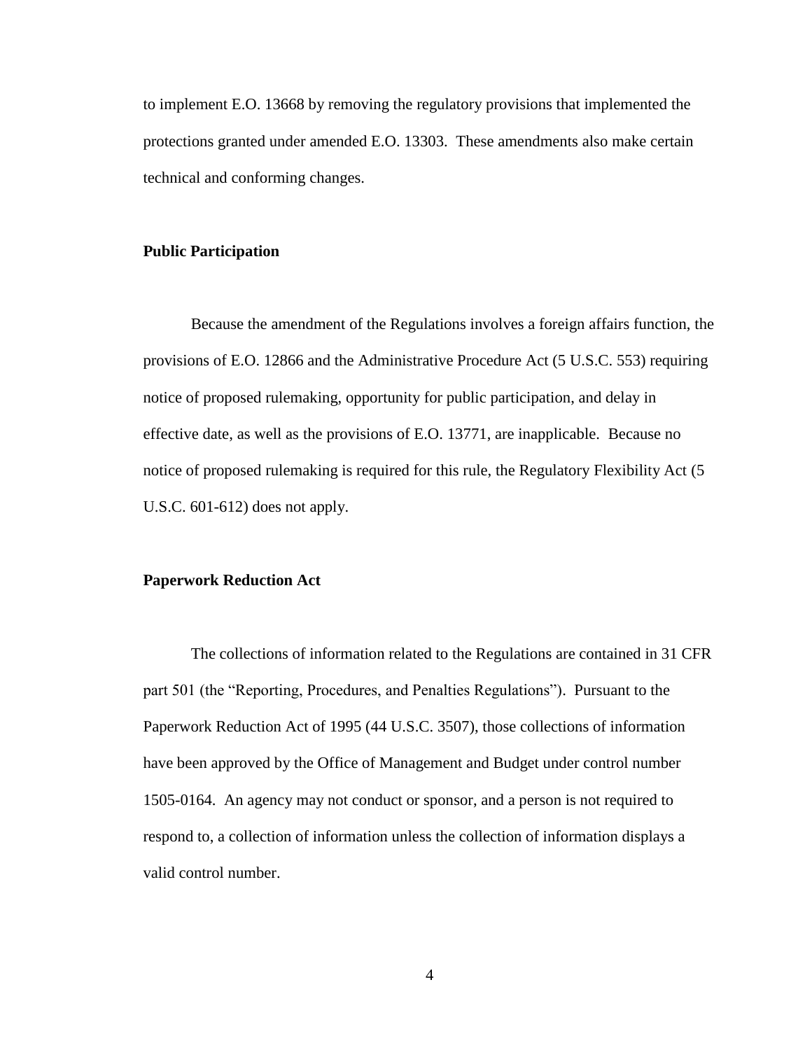to implement E.O. 13668 by removing the regulatory provisions that implemented the protections granted under amended E.O. 13303. These amendments also make certain technical and conforming changes.

**Public Participation**

Because the amendment of the Regulations involves a foreign affairs function, the provisions of E.O. 12866 and the Administrative Procedure Act (5 U.S.C. 553) requiring notice of proposed rulemaking, opportunity for public participation, and delay in effective date, as well as the provisions of E.O. 13771, are inapplicable. Because no notice of proposed rulemaking is required for this rule, the Regulatory Flexibility Act (5 U.S.C. 601-612) does not apply.

**Paperwork Reduction Act**

The collections of information related to the Regulations are contained in 31 CFR part 501 (the "Reporting, Procedures, and Penalties Regulations"). Pursuant to the Paperwork Reduction Act of 1995 (44 U.S.C. 3507), those collections of information have been approved by the Office of Management and Budget under control number 1505-0164. An agency may not conduct or sponsor, and a person is not required to respond to, a collection of information unless the collection of information displays a valid control number.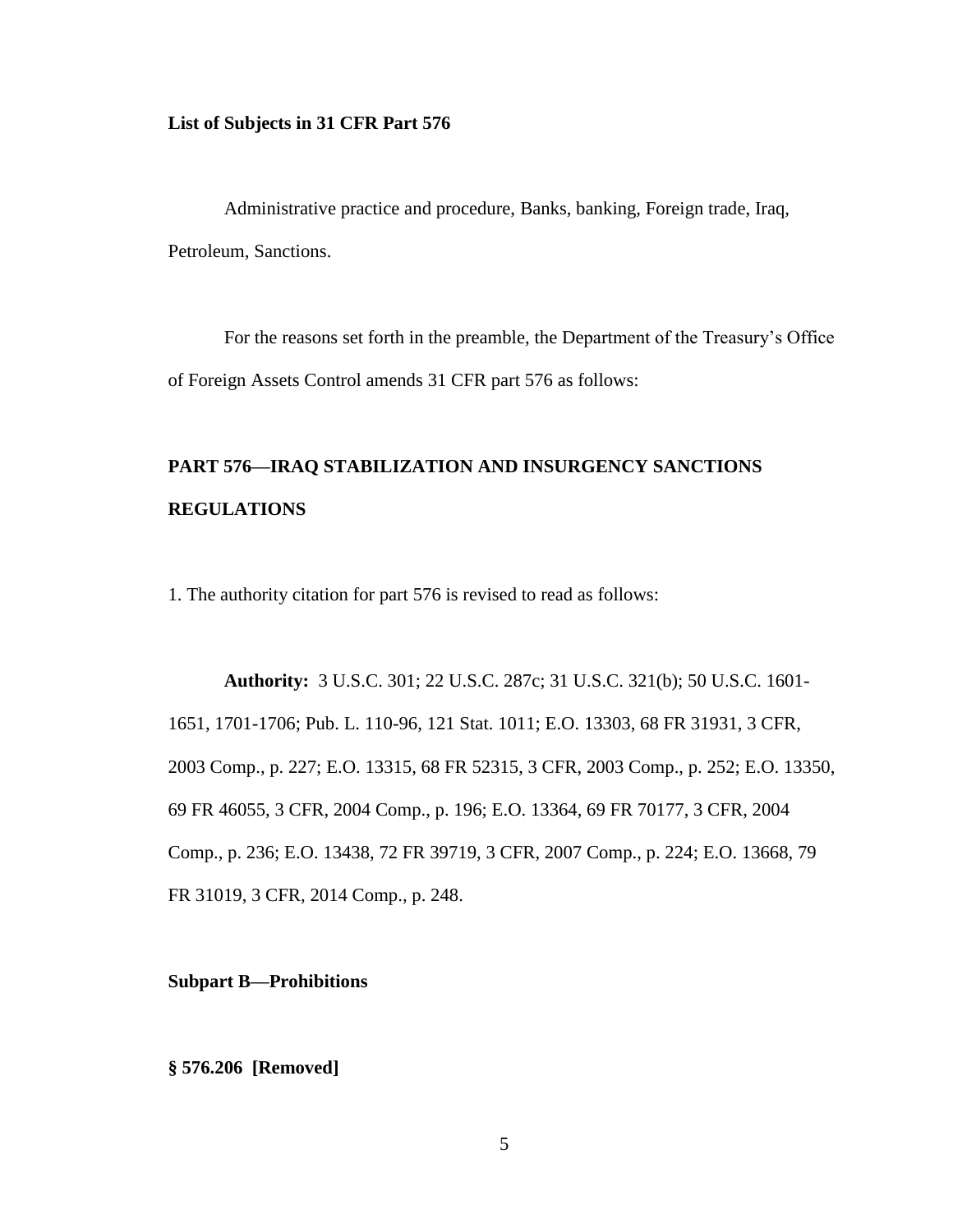**List of Subjects in 31 CFR Part 576**

Administrative practice and procedure, Banks, banking, Foreign trade, Iraq, Petroleum, Sanctions.

For the reasons set forth in the preamble, the Department of the Treasury's Office of Foreign Assets Control amends 31 CFR part 576 as follows:

**PART 576—IRAQ STABILIZATION AND INSURGENCY SANCTIONS REGULATIONS**

1. The authority citation for part 576 is revised to read as follows:

**Authority:** 3 U.S.C. 301; 22 U.S.C. 287c; 31 U.S.C. 321(b); 50 U.S.C. 1601-1651, 1701-1706; Pub. L. 110-96, 121 Stat. 1011; E.O. 13303, 68 FR 31931, 3 CFR, 2003 Comp., p. 227; E.O. 13315, 68 FR 52315, 3 CFR, 2003 Comp., p. 252; E.O. 13350, 69 FR 46055, 3 CFR, 2004 Comp., p. 196; E.O. 13364, 69 FR 70177, 3 CFR, 2004 Comp., p. 236; E.O. 13438, 72 FR 39719, 3 CFR, 2007 Comp., p. 224; E.O. 13668, 79 FR 31019, 3 CFR, 2014 Comp., p. 248.

**Subpart B—Prohibitions**

**§ 576.206 [Removed]**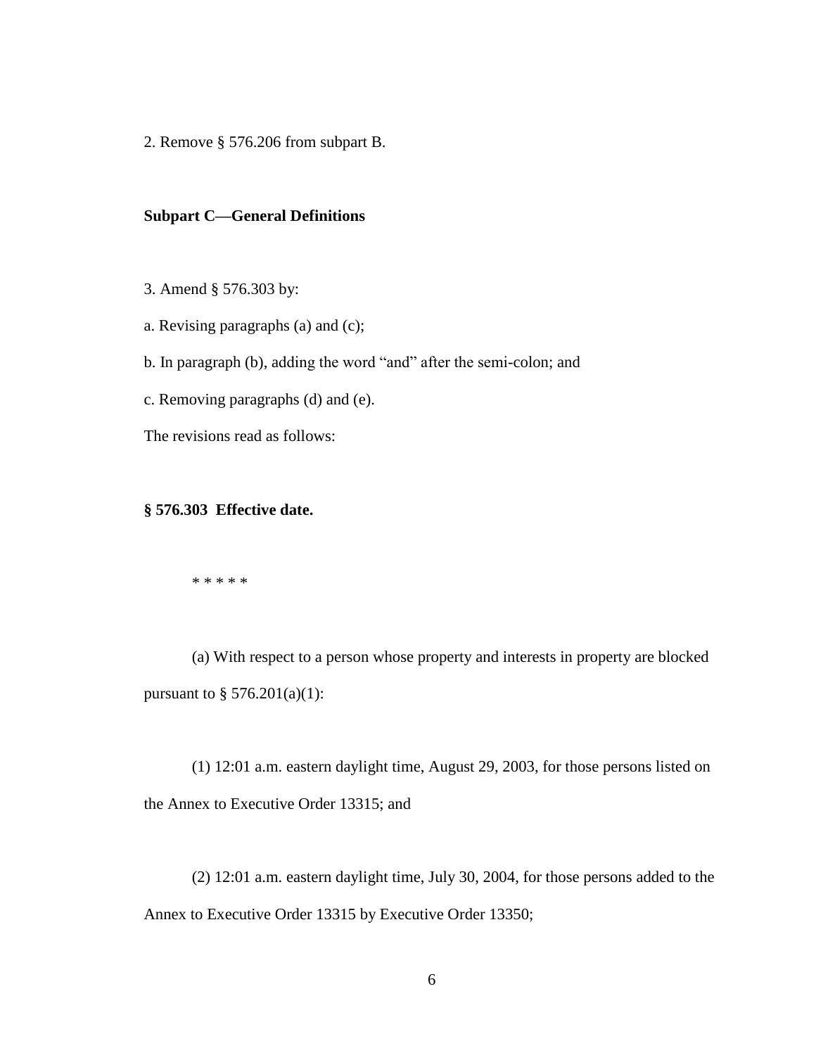2. Remove § 576.206 from subpart B.

**Subpart C—General Definitions**

3. Amend § 576.303 by:

a. Revising paragraphs (a) and (c);

b. In paragraph (b), adding the word "and" after the semi-colon; and

c. Removing paragraphs (d) and (e).

The revisions read as follows:

**§ 576.303 Effective date.**

\* \* \* \* \*

(a) With respect to a person whose property and interests in property are blocked pursuant to § 576.201(a)(1):

(1) 12:01 a.m. eastern daylight time, August 29, 2003, for those persons listed on the Annex to Executive Order 13315; and

(2) 12:01 a.m. eastern daylight time, July 30, 2004, for those persons added to the Annex to Executive Order 13315 by Executive Order 13350;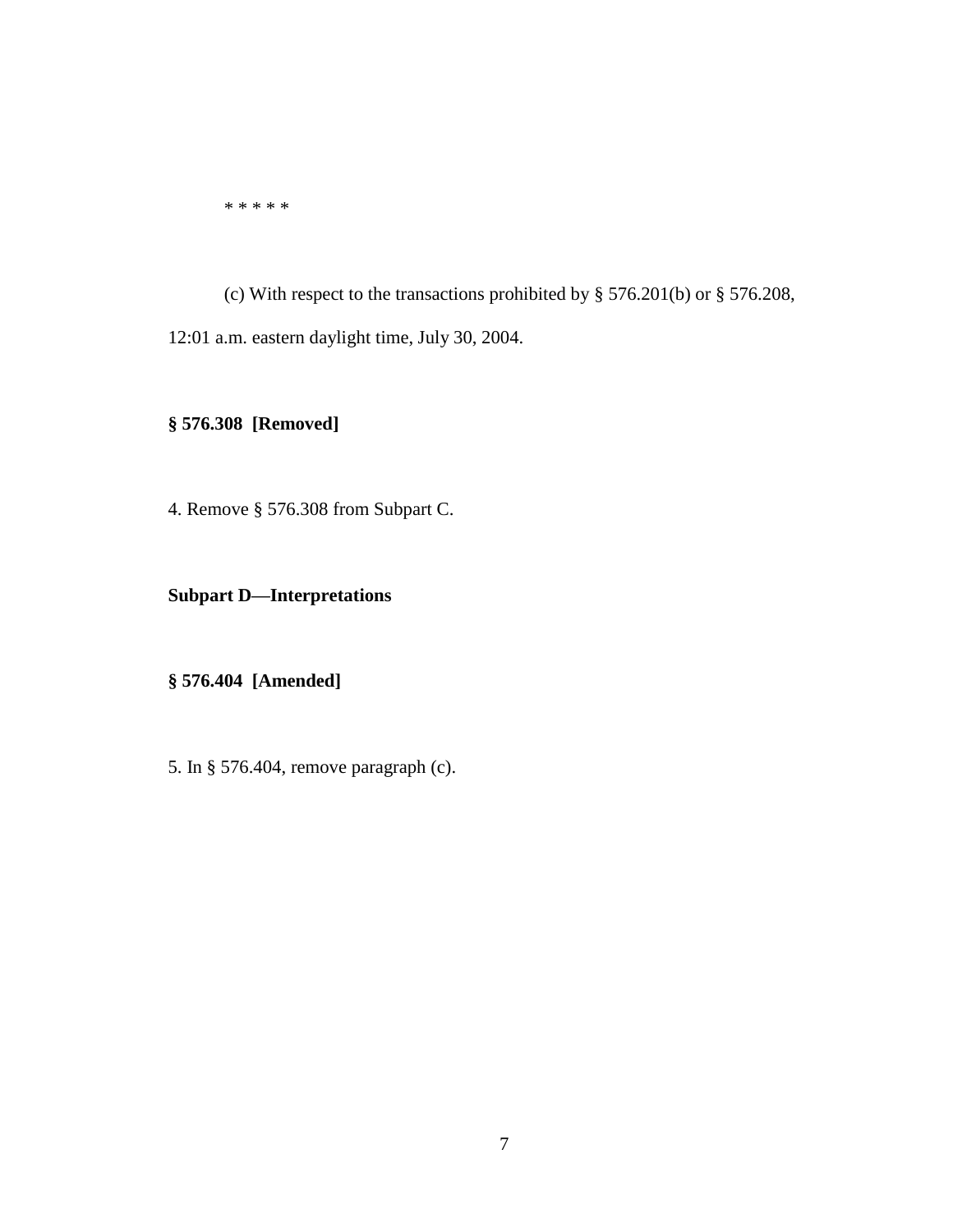* * * * *

(c) With respect to the transactions prohibited by § 576.201(b) or § 576.208, 12:01 a.m. eastern daylight time, July 30, 2004.

**§ 576.308 [Removed]**

4. Remove § 576.308 from Subpart C.

**Subpart D—Interpretations**

**§ 576.404 [Amended]**

5. In § 576.404, remove paragraph (c).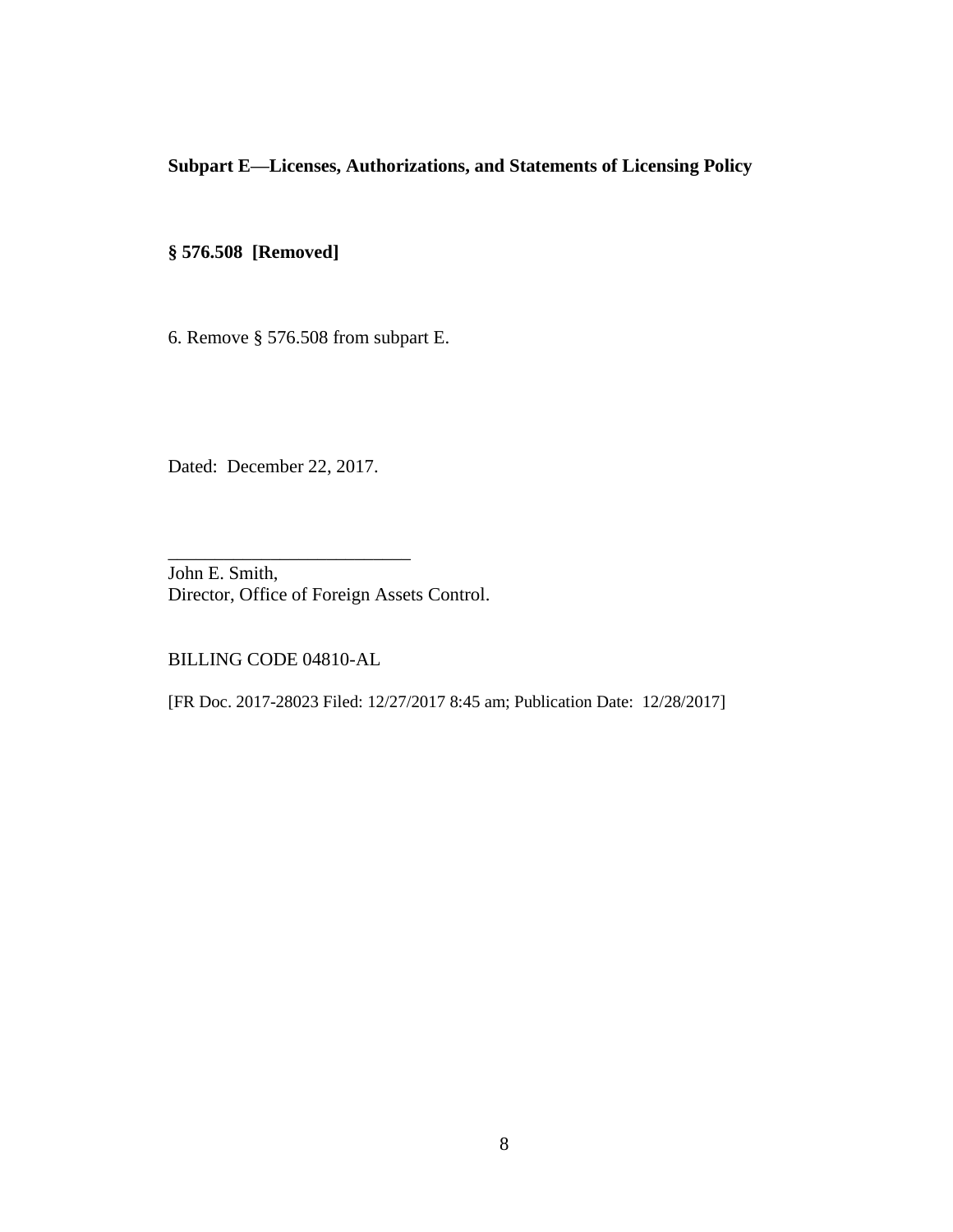**Subpart E—Licenses, Authorizations, and Statements of Licensing Policy**

**§ 576.508 [Removed]**

6. Remove § 576.508 from subpart E.

Dated: December 22, 2017.

___________________________

John E. Smith,
Director, Office of Foreign Assets Control.

BILLING CODE 04810-AL

[FR Doc. 2017-28023 Filed: 12/27/2017 8:45 am; Publication Date: 12/28/2017]